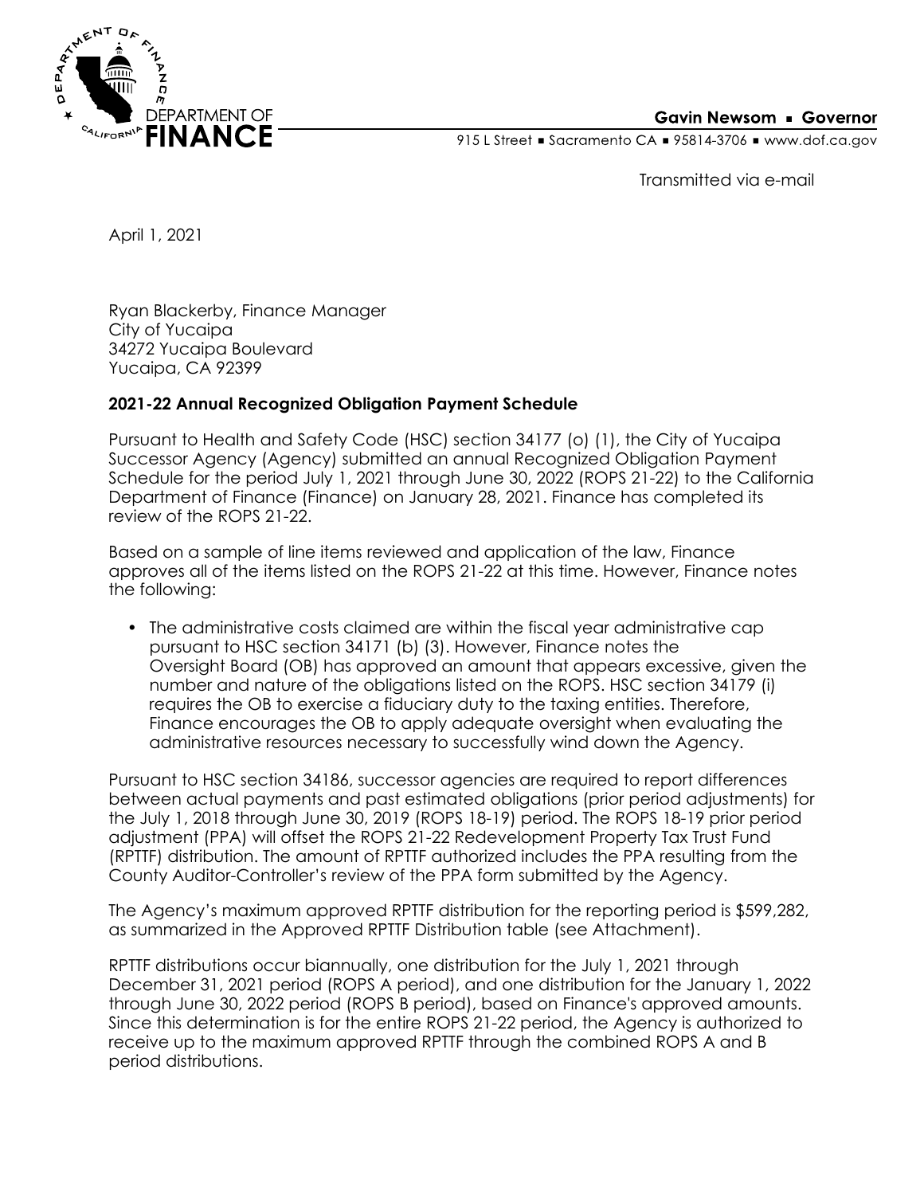DEPARTMENT OF FINANCE

**Gavin Newsom ▪ Governor**

915 L Street ▪ Sacramento CA ▪ 95814-3706 ▪ www.dof.ca.gov

Transmitted via e-mail

April 1, 2021

Ryan Blackerby, Finance Manager
City of Yucaipa
34272 Yucaipa Boulevard
Yucaipa, CA 92399

**2021-22 Annual Recognized Obligation Payment Schedule**

Pursuant to Health and Safety Code (HSC) section 34177 (o) (1), the City of Yucaipa Successor Agency (Agency) submitted an annual Recognized Obligation Payment Schedule for the period July 1, 2021 through June 30, 2022 (ROPS 21-22) to the California Department of Finance (Finance) on January 28, 2021. Finance has completed its review of the ROPS 21-22.

Based on a sample of line items reviewed and application of the law, Finance approves all of the items listed on the ROPS 21-22 at this time. However, Finance notes the following:

- The administrative costs claimed are within the fiscal year administrative cap pursuant to HSC section 34171 (b) (3). However, Finance notes the Oversight Board (OB) has approved an amount that appears excessive, given the number and nature of the obligations listed on the ROPS. HSC section 34179 (i) requires the OB to exercise a fiduciary duty to the taxing entities. Therefore, Finance encourages the OB to apply adequate oversight when evaluating the administrative resources necessary to successfully wind down the Agency.

Pursuant to HSC section 34186, successor agencies are required to report differences between actual payments and past estimated obligations (prior period adjustments) for the July 1, 2018 through June 30, 2019 (ROPS 18-19) period. The ROPS 18-19 prior period adjustment (PPA) will offset the ROPS 21-22 Redevelopment Property Tax Trust Fund (RPTTF) distribution. The amount of RPTTF authorized includes the PPA resulting from the County Auditor-Controller's review of the PPA form submitted by the Agency.

The Agency's maximum approved RPTTF distribution for the reporting period is $599,282, as summarized in the Approved RPTTF Distribution table (see Attachment).

RPTTF distributions occur biannually, one distribution for the July 1, 2021 through December 31, 2021 period (ROPS A period), and one distribution for the January 1, 2022 through June 30, 2022 period (ROPS B period), based on Finance's approved amounts. Since this determination is for the entire ROPS 21-22 period, the Agency is authorized to receive up to the maximum approved RPTTF through the combined ROPS A and B period distributions.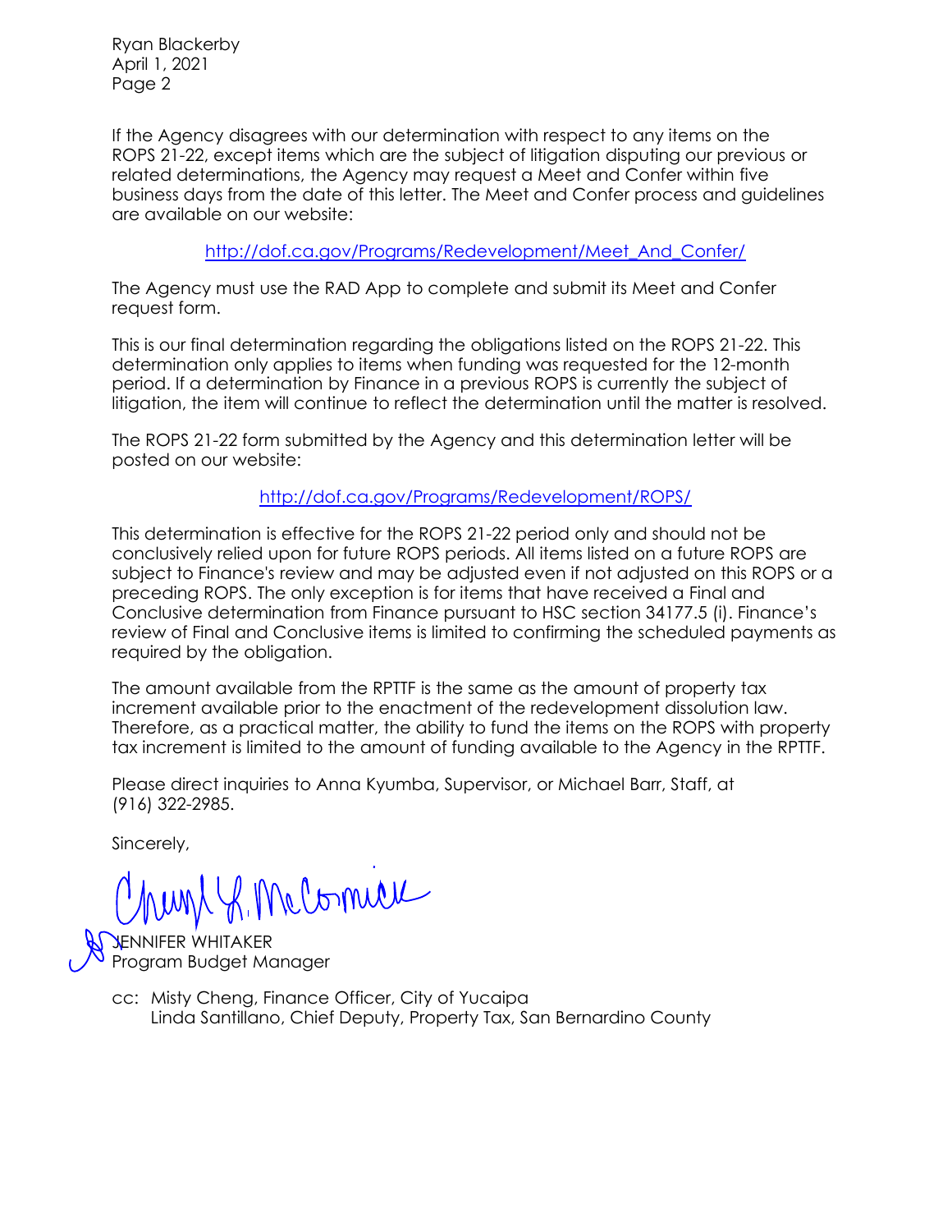If the Agency disagrees with our determination with respect to any items on the ROPS 21-22, except items which are the subject of litigation disputing our previous or related determinations, the Agency may request a Meet and Confer within five business days from the date of this letter. The Meet and Confer process and guidelines are available on our website:

http://dof.ca.gov/Programs/Redevelopment/Meet_And_Confer/

The Agency must use the RAD App to complete and submit its Meet and Confer request form.

This is our final determination regarding the obligations listed on the ROPS 21-22. This determination only applies to items when funding was requested for the 12-month period. If a determination by Finance in a previous ROPS is currently the subject of litigation, the item will continue to reflect the determination until the matter is resolved.

The ROPS 21-22 form submitted by the Agency and this determination letter will be posted on our website:

http://dof.ca.gov/Programs/Redevelopment/ROPS/

This determination is effective for the ROPS 21-22 period only and should not be conclusively relied upon for future ROPS periods. All items listed on a future ROPS are subject to Finance's review and may be adjusted even if not adjusted on this ROPS or a preceding ROPS. The only exception is for items that have received a Final and Conclusive determination from Finance pursuant to HSC section 34177.5 (i). Finance's review of Final and Conclusive items is limited to confirming the scheduled payments as required by the obligation.

The amount available from the RPTTF is the same as the amount of property tax increment available prior to the enactment of the redevelopment dissolution law. Therefore, as a practical matter, the ability to fund the items on the ROPS with property tax increment is limited to the amount of funding available to the Agency in the RPTTF.

Please direct inquiries to Anna Kyumba, Supervisor, or Michael Barr, Staff, at (916) 322-2985.

Sincerely,

JENNIFER WHITAKER
Program Budget Manager

cc: Misty Cheng, Finance Officer, City of Yucaipa
Linda Santillano, Chief Deputy, Property Tax, San Bernardino County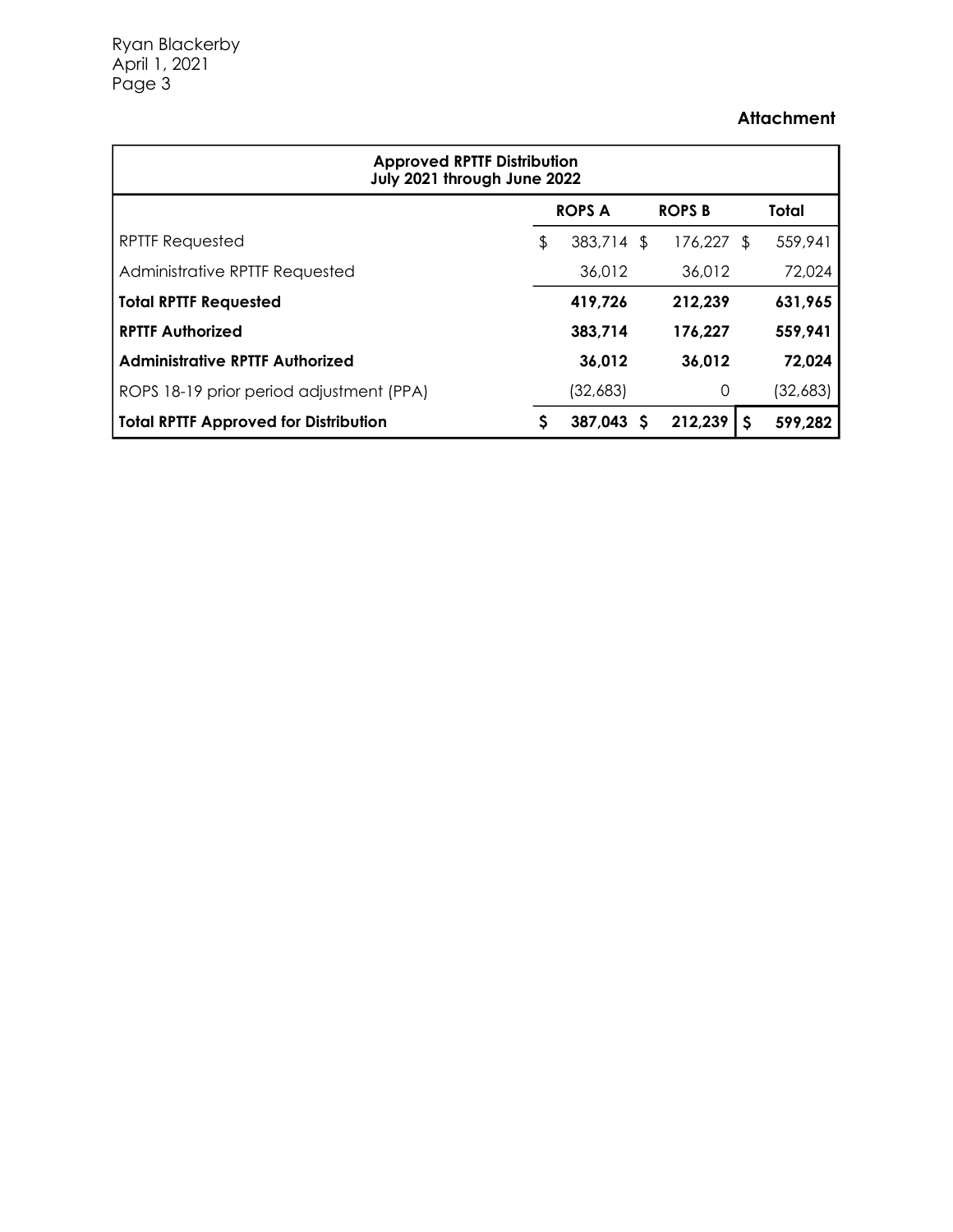**Attachment**

| Approved RPTTF Distribution July 2021 through June 2022 | | | |
|---|---|---|---|
| | **ROPS A** | **ROPS B** | **Total** |
| RPTTF Requested | $ 383,714 | $ 176,227 | $ 559,941 |
| Administrative RPTTF Requested | 36,012 | 36,012 | 72,024 |
| **Total RPTTF Requested** | **419,726** | **212,239** | **631,965** |
| **RPTTF Authorized** | **383,714** | **176,227** | **559,941** |
| **Administrative RPTTF Authorized** | **36,012** | **36,012** | **72,024** |
| ROPS 18-19 prior period adjustment (PPA) | (32,683) | 0 | (32,683) |
| **Total RPTTF Approved for Distribution** | **$ 387,043** | **$ 212,239** | **$ 599,282** |